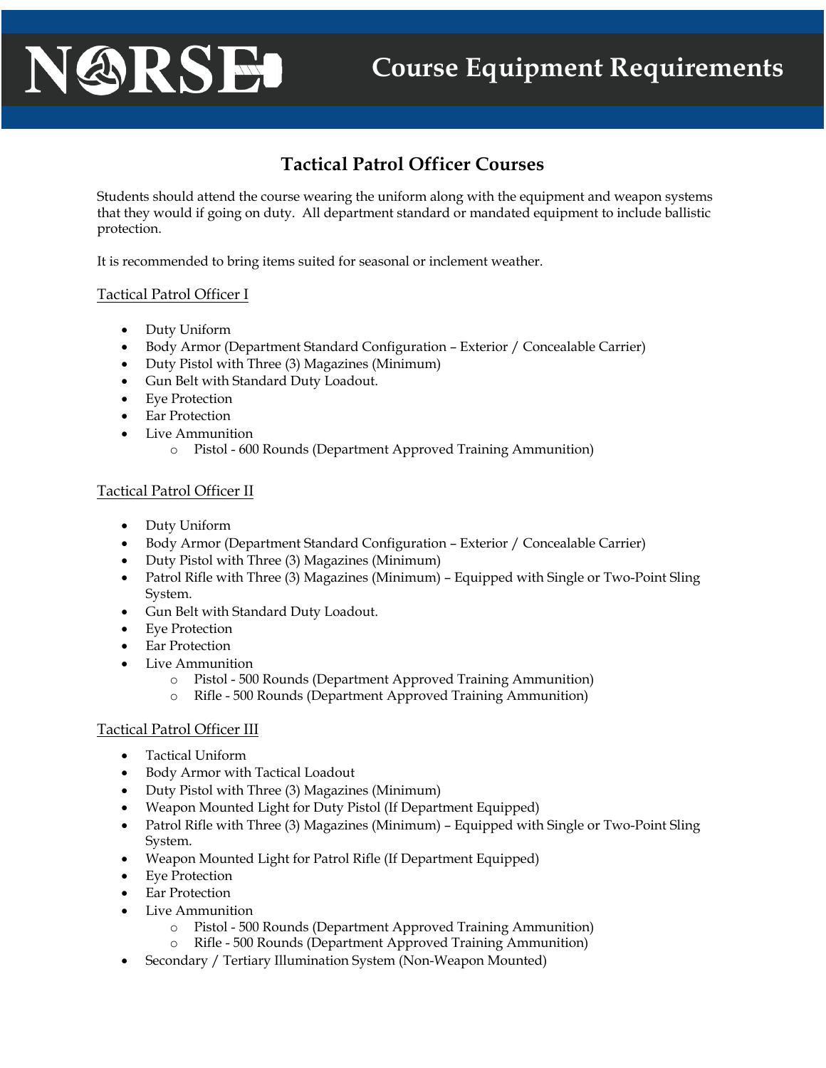# NORSE Course Equipment Requirements

## Tactical Patrol Officer Courses

Students should attend the course wearing the uniform along with the equipment and weapon systems that they would if going on duty. All department standard or mandated equipment to include ballistic protection.

It is recommended to bring items suited for seasonal or inclement weather.

### Tactical Patrol Officer I

- Duty Uniform
- Body Armor (Department Standard Configuration – Exterior / Concealable Carrier)
- Duty Pistol with Three (3) Magazines (Minimum)
- Gun Belt with Standard Duty Loadout.
- Eye Protection
- Ear Protection
- Live Ammunition
  - Pistol - 600 Rounds (Department Approved Training Ammunition)

### Tactical Patrol Officer II

- Duty Uniform
- Body Armor (Department Standard Configuration – Exterior / Concealable Carrier)
- Duty Pistol with Three (3) Magazines (Minimum)
- Patrol Rifle with Three (3) Magazines (Minimum) – Equipped with Single or Two-Point Sling System.
- Gun Belt with Standard Duty Loadout.
- Eye Protection
- Ear Protection
- Live Ammunition
  - Pistol - 500 Rounds (Department Approved Training Ammunition)
  - Rifle - 500 Rounds (Department Approved Training Ammunition)

### Tactical Patrol Officer III

- Tactical Uniform
- Body Armor with Tactical Loadout
- Duty Pistol with Three (3) Magazines (Minimum)
- Weapon Mounted Light for Duty Pistol (If Department Equipped)
- Patrol Rifle with Three (3) Magazines (Minimum) – Equipped with Single or Two-Point Sling System.
- Weapon Mounted Light for Patrol Rifle (If Department Equipped)
- Eye Protection
- Ear Protection
- Live Ammunition
  - Pistol - 500 Rounds (Department Approved Training Ammunition)
  - Rifle - 500 Rounds (Department Approved Training Ammunition)
- Secondary / Tertiary Illumination System (Non-Weapon Mounted)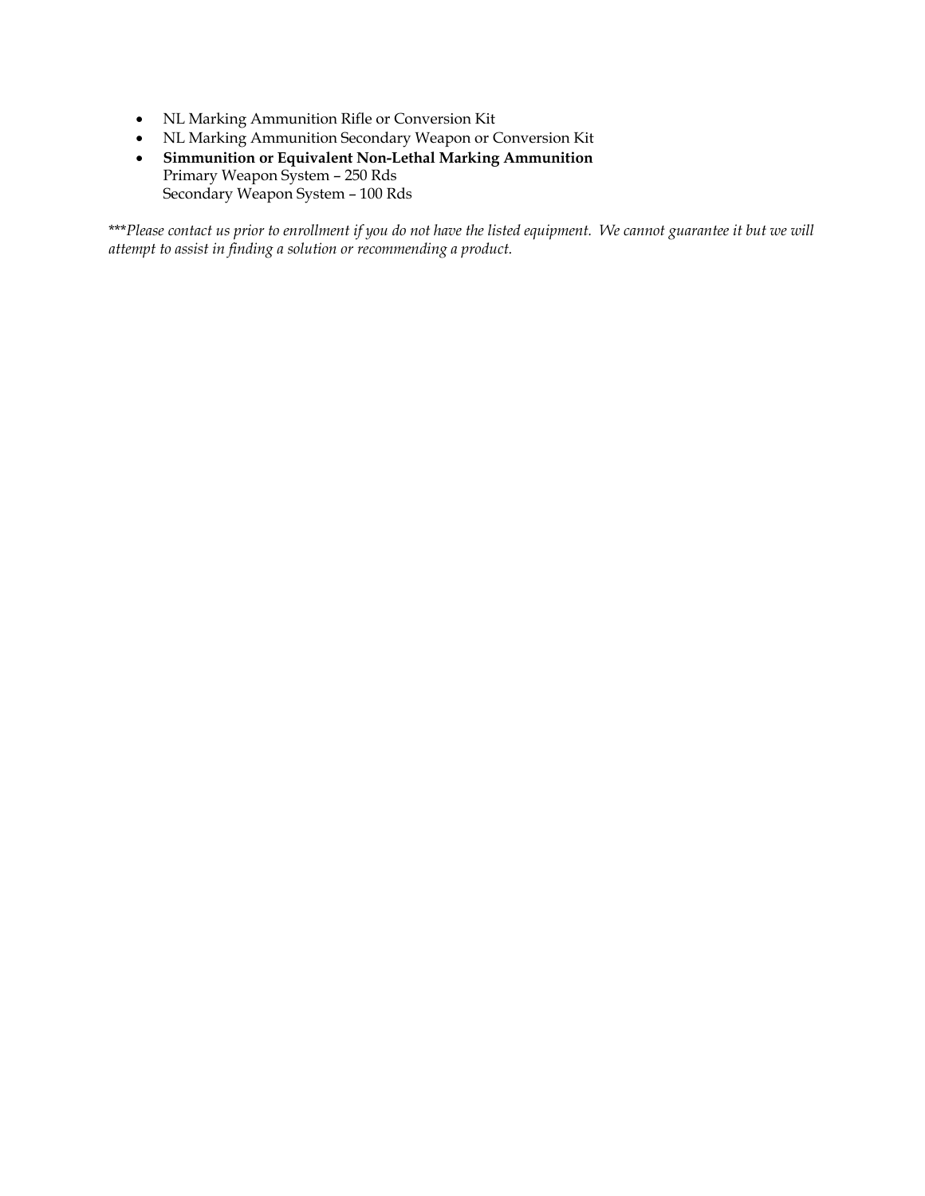- NL Marking Ammunition Rifle or Conversion Kit
- NL Marking Ammunition Secondary Weapon or Conversion Kit
- **Simmunition or Equivalent Non-Lethal Marking Ammunition**  
  Primary Weapon System – 250 Rds  
  Secondary Weapon System – 100 Rds

****\*Please contact us prior to enrollment if you do not have the listed equipment. We cannot guarantee it but we will attempt to assist in finding a solution or recommending a product.*